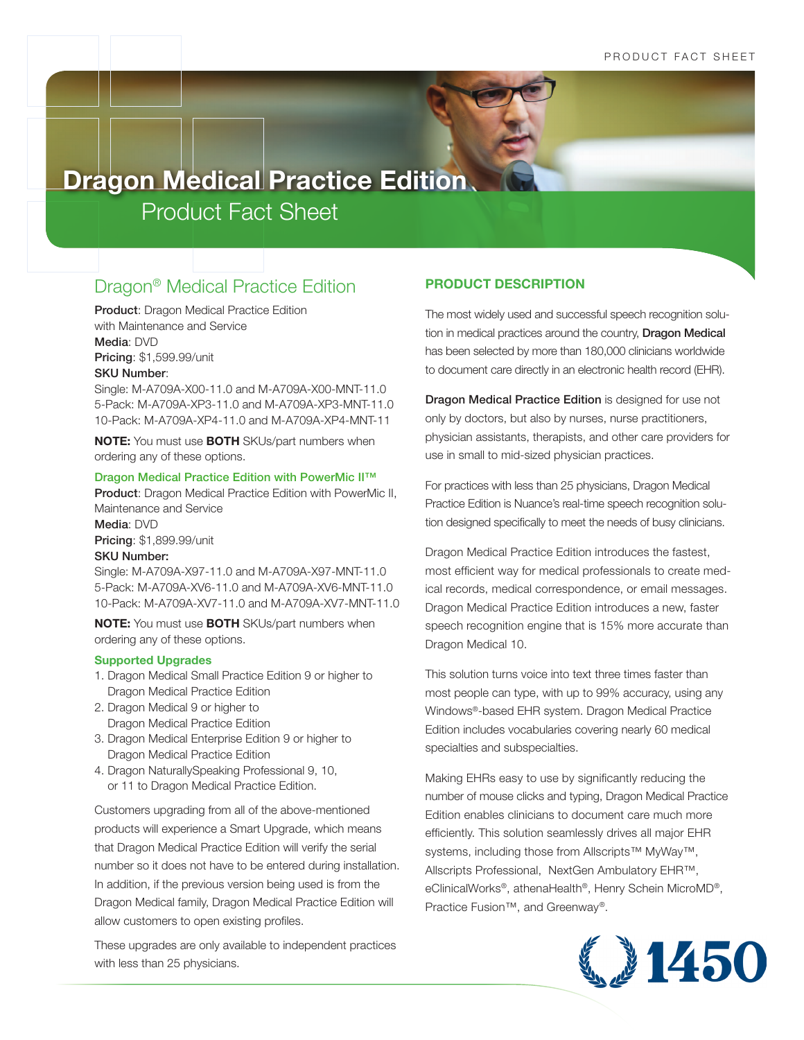# Dragon Medical Practice Edition

Product Fact Sheet

## Dragon® Medical Practice Edition

**Product**: Dragon Medical Practice Edition with Maintenance and Service
**Media**: DVD
**Pricing**: $1,599.99/unit
**SKU Number**:
Single: M-A709A-X00-11.0 and M-A709A-X00-MNT-11.0
5-Pack: M-A709A-XP3-11.0 and M-A709A-XP3-MNT-11.0
10-Pack: M-A709A-XP4-11.0 and M-A709A-XP4-MNT-11

**NOTE:** You must use **BOTH** SKUs/part numbers when ordering any of these options.

### Dragon Medical Practice Edition with PowerMic II™

**Product**: Dragon Medical Practice Edition with PowerMic II, Maintenance and Service
**Media**: DVD
**Pricing**: $1,899.99/unit
**SKU Number:**
Single: M-A709A-X97-11.0 and M-A709A-X97-MNT-11.0
5-Pack: M-A709A-XV6-11.0 and M-A709A-XV6-MNT-11.0
10-Pack: M-A709A-XV7-11.0 and M-A709A-XV7-MNT-11.0

**NOTE:** You must use **BOTH** SKUs/part numbers when ordering any of these options.

### Supported Upgrades

1. Dragon Medical Small Practice Edition 9 or higher to Dragon Medical Practice Edition
2. Dragon Medical 9 or higher to Dragon Medical Practice Edition
3. Dragon Medical Enterprise Edition 9 or higher to Dragon Medical Practice Edition
4. Dragon NaturallySpeaking Professional 9, 10, or 11 to Dragon Medical Practice Edition.

Customers upgrading from all of the above-mentioned products will experience a Smart Upgrade, which means that Dragon Medical Practice Edition will verify the serial number so it does not have to be entered during installation. In addition, if the previous version being used is from the Dragon Medical family, Dragon Medical Practice Edition will allow customers to open existing profiles.

These upgrades are only available to independent practices with less than 25 physicians.

## PRODUCT DESCRIPTION

The most widely used and successful speech recognition solution in medical practices around the country, **Dragon Medical** has been selected by more than 180,000 clinicians worldwide to document care directly in an electronic health record (EHR).

**Dragon Medical Practice Edition** is designed for use not only by doctors, but also by nurses, nurse practitioners, physician assistants, therapists, and other care providers for use in small to mid-sized physician practices.

For practices with less than 25 physicians, Dragon Medical Practice Edition is Nuance's real-time speech recognition solution designed specifically to meet the needs of busy clinicians.

Dragon Medical Practice Edition introduces the fastest, most efficient way for medical professionals to create medical records, medical correspondence, or email messages. Dragon Medical Practice Edition introduces a new, faster speech recognition engine that is 15% more accurate than Dragon Medical 10.

This solution turns voice into text three times faster than most people can type, with up to 99% accuracy, using any Windows®-based EHR system. Dragon Medical Practice Edition includes vocabularies covering nearly 60 medical specialties and subspecialties.

Making EHRs easy to use by significantly reducing the number of mouse clicks and typing, Dragon Medical Practice Edition enables clinicians to document care much more efficiently. This solution seamlessly drives all major EHR systems, including those from Allscripts™ MyWay™, Allscripts Professional, NextGen Ambulatory EHR™, eClinicalWorks®, athenaHealth®, Henry Schein MicroMD®, Practice Fusion™, and Greenway®.

1450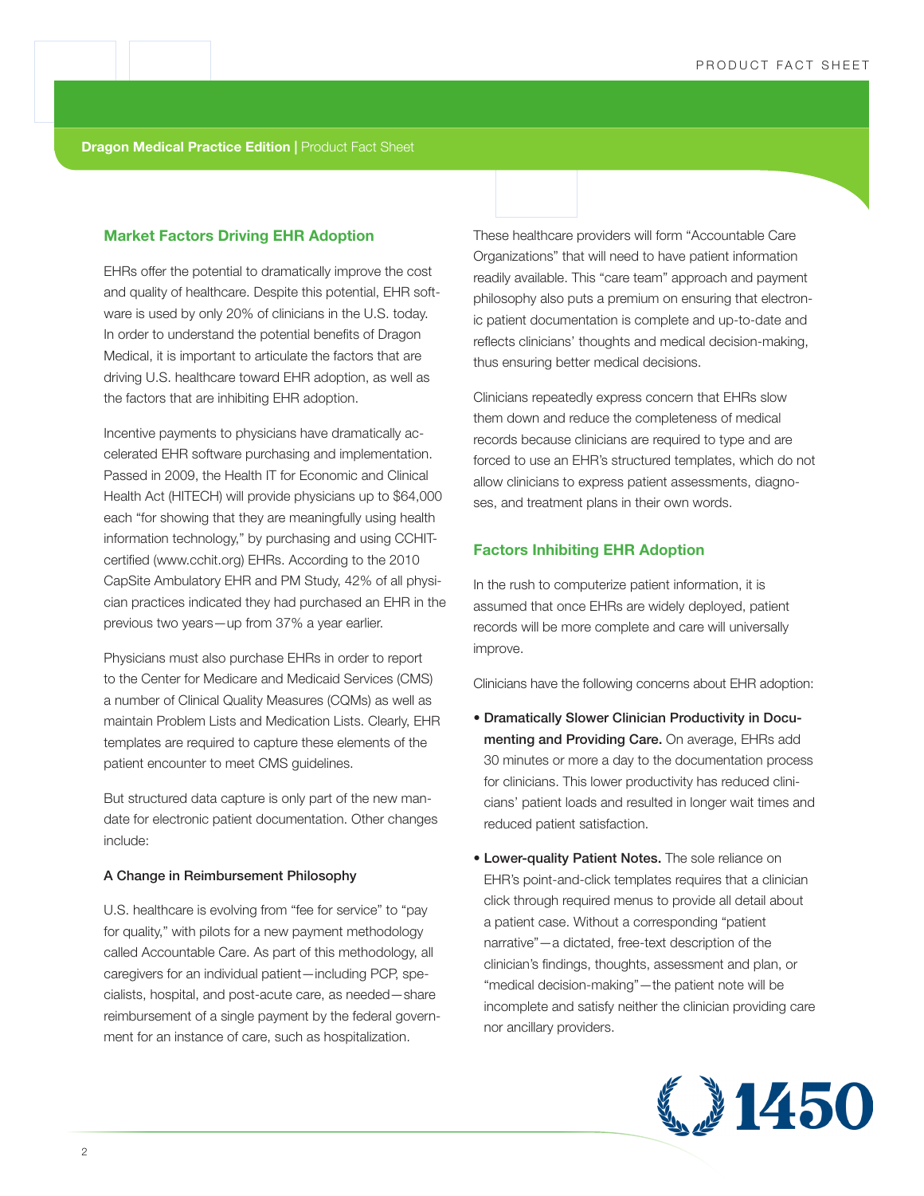## Market Factors Driving EHR Adoption

EHRs offer the potential to dramatically improve the cost and quality of healthcare. Despite this potential, EHR software is used by only 20% of clinicians in the U.S. today. In order to understand the potential benefits of Dragon Medical, it is important to articulate the factors that are driving U.S. healthcare toward EHR adoption, as well as the factors that are inhibiting EHR adoption.

Incentive payments to physicians have dramatically accelerated EHR software purchasing and implementation. Passed in 2009, the Health IT for Economic and Clinical Health Act (HITECH) will provide physicians up to $64,000 each "for showing that they are meaningfully using health information technology," by purchasing and using CCHIT-certified (www.cchit.org) EHRs. According to the 2010 CapSite Ambulatory EHR and PM Study, 42% of all physician practices indicated they had purchased an EHR in the previous two years—up from 37% a year earlier.

Physicians must also purchase EHRs in order to report to the Center for Medicare and Medicaid Services (CMS) a number of Clinical Quality Measures (CQMs) as well as maintain Problem Lists and Medication Lists. Clearly, EHR templates are required to capture these elements of the patient encounter to meet CMS guidelines.

But structured data capture is only part of the new mandate for electronic patient documentation. Other changes include:

#### A Change in Reimbursement Philosophy

U.S. healthcare is evolving from "fee for service" to "pay for quality," with pilots for a new payment methodology called Accountable Care. As part of this methodology, all caregivers for an individual patient—including PCP, specialists, hospital, and post-acute care, as needed—share reimbursement of a single payment by the federal government for an instance of care, such as hospitalization.

These healthcare providers will form "Accountable Care Organizations" that will need to have patient information readily available. This "care team" approach and payment philosophy also puts a premium on ensuring that electronic patient documentation is complete and up-to-date and reflects clinicians' thoughts and medical decision-making, thus ensuring better medical decisions.

Clinicians repeatedly express concern that EHRs slow them down and reduce the completeness of medical records because clinicians are required to type and are forced to use an EHR's structured templates, which do not allow clinicians to express patient assessments, diagnoses, and treatment plans in their own words.

## Factors Inhibiting EHR Adoption

In the rush to computerize patient information, it is assumed that once EHRs are widely deployed, patient records will be more complete and care will universally improve.

Clinicians have the following concerns about EHR adoption:

- **Dramatically Slower Clinician Productivity in Documenting and Providing Care.** On average, EHRs add 30 minutes or more a day to the documentation process for clinicians. This lower productivity has reduced clinicians' patient loads and resulted in longer wait times and reduced patient satisfaction.
- **Lower-quality Patient Notes.** The sole reliance on EHR's point-and-click templates requires that a clinician click through required menus to provide all detail about a patient case. Without a corresponding "patient narrative"—a dictated, free-text description of the clinician's findings, thoughts, assessment and plan, or "medical decision-making"—the patient note will be incomplete and satisfy neither the clinician providing care nor ancillary providers.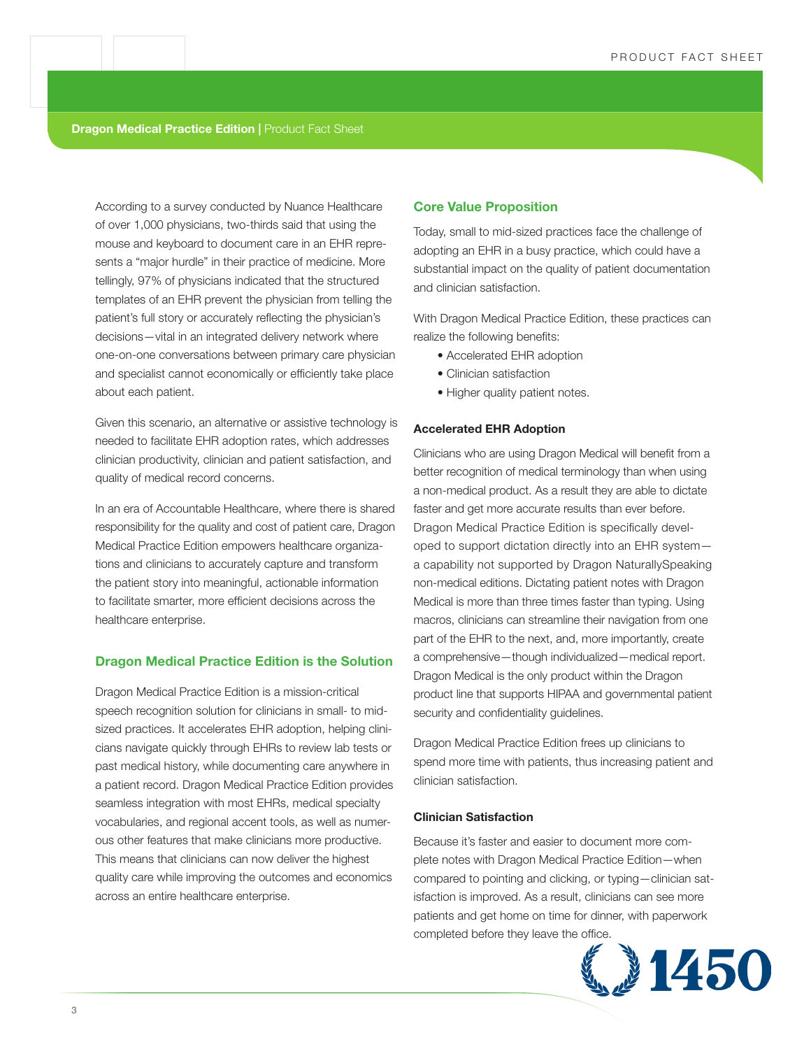According to a survey conducted by Nuance Healthcare of over 1,000 physicians, two-thirds said that using the mouse and keyboard to document care in an EHR represents a "major hurdle" in their practice of medicine. More tellingly, 97% of physicians indicated that the structured templates of an EHR prevent the physician from telling the patient's full story or accurately reflecting the physician's decisions—vital in an integrated delivery network where one-on-one conversations between primary care physician and specialist cannot economically or efficiently take place about each patient.

Given this scenario, an alternative or assistive technology is needed to facilitate EHR adoption rates, which addresses clinician productivity, clinician and patient satisfaction, and quality of medical record concerns.

In an era of Accountable Healthcare, where there is shared responsibility for the quality and cost of patient care, Dragon Medical Practice Edition empowers healthcare organizations and clinicians to accurately capture and transform the patient story into meaningful, actionable information to facilitate smarter, more efficient decisions across the healthcare enterprise.

## Dragon Medical Practice Edition is the Solution

Dragon Medical Practice Edition is a mission-critical speech recognition solution for clinicians in small- to mid-sized practices. It accelerates EHR adoption, helping clinicians navigate quickly through EHRs to review lab tests or past medical history, while documenting care anywhere in a patient record. Dragon Medical Practice Edition provides seamless integration with most EHRs, medical specialty vocabularies, and regional accent tools, as well as numerous other features that make clinicians more productive. This means that clinicians can now deliver the highest quality care while improving the outcomes and economics across an entire healthcare enterprise.

## Core Value Proposition

Today, small to mid-sized practices face the challenge of adopting an EHR in a busy practice, which could have a substantial impact on the quality of patient documentation and clinician satisfaction.

With Dragon Medical Practice Edition, these practices can realize the following benefits:

- Accelerated EHR adoption
- Clinician satisfaction
- Higher quality patient notes.

### Accelerated EHR Adoption

Clinicians who are using Dragon Medical will benefit from a better recognition of medical terminology than when using a non-medical product. As a result they are able to dictate faster and get more accurate results than ever before. Dragon Medical Practice Edition is specifically developed to support dictation directly into an EHR system—a capability not supported by Dragon NaturallySpeaking non-medical editions. Dictating patient notes with Dragon Medical is more than three times faster than typing. Using macros, clinicians can streamline their navigation from one part of the EHR to the next, and, more importantly, create a comprehensive—though individualized—medical report. Dragon Medical is the only product within the Dragon product line that supports HIPAA and governmental patient security and confidentiality guidelines.

Dragon Medical Practice Edition frees up clinicians to spend more time with patients, thus increasing patient and clinician satisfaction.

### Clinician Satisfaction

Because it's faster and easier to document more complete notes with Dragon Medical Practice Edition—when compared to pointing and clicking, or typing—clinician satisfaction is improved. As a result, clinicians can see more patients and get home on time for dinner, with paperwork completed before they leave the office.

1450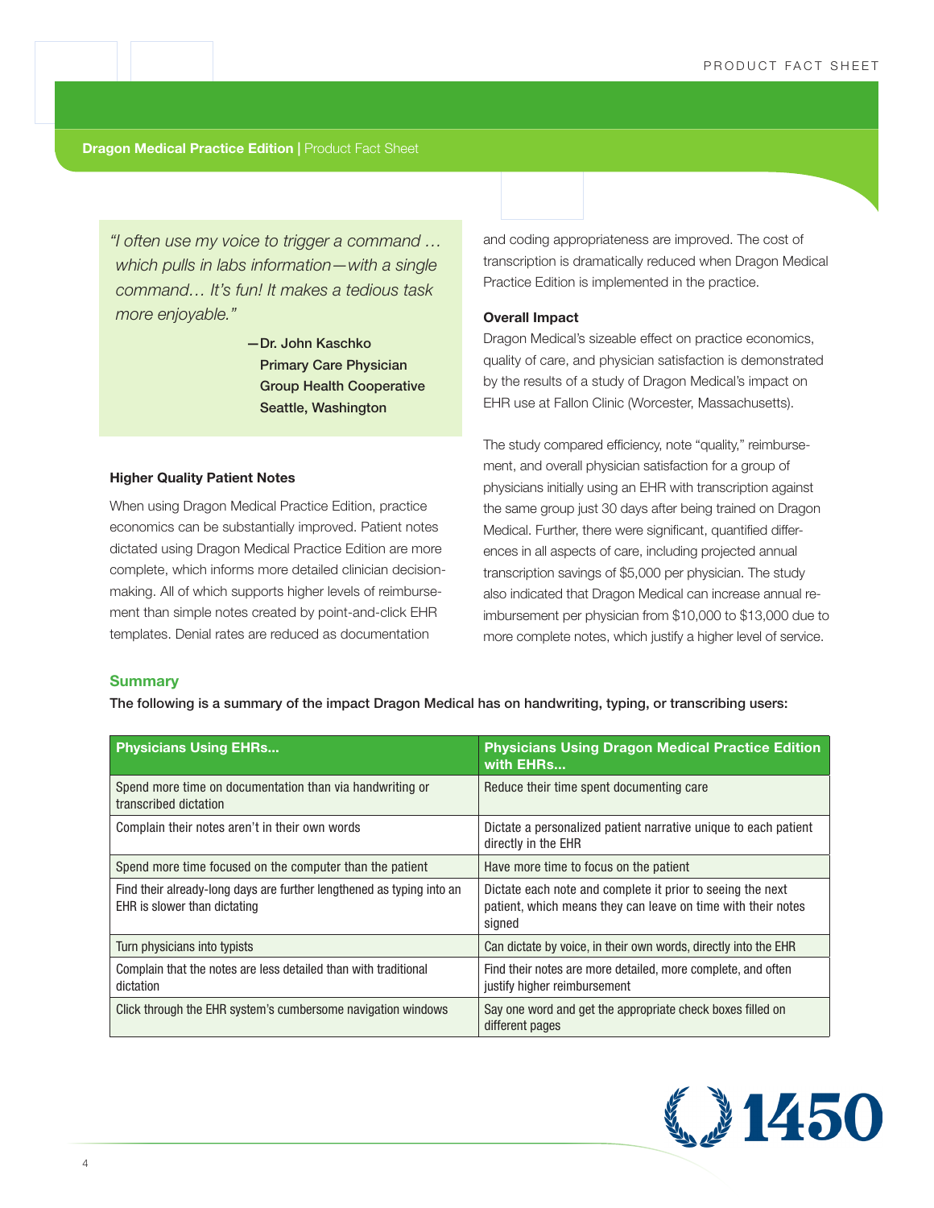*"I often use my voice to trigger a command … which pulls in labs information—with a single command… It's fun! It makes a tedious task more enjoyable."*

—Dr. John Kaschko
Primary Care Physician
Group Health Cooperative
Seattle, Washington

### Higher Quality Patient Notes

When using Dragon Medical Practice Edition, practice economics can be substantially improved. Patient notes dictated using Dragon Medical Practice Edition are more complete, which informs more detailed clinician decision-making. All of which supports higher levels of reimbursement than simple notes created by point-and-click EHR templates. Denial rates are reduced as documentation and coding appropriateness are improved. The cost of transcription is dramatically reduced when Dragon Medical Practice Edition is implemented in the practice.

### Overall Impact

Dragon Medical's sizeable effect on practice economics, quality of care, and physician satisfaction is demonstrated by the results of a study of Dragon Medical's impact on EHR use at Fallon Clinic (Worcester, Massachusetts).

The study compared efficiency, note "quality," reimbursement, and overall physician satisfaction for a group of physicians initially using an EHR with transcription against the same group just 30 days after being trained on Dragon Medical. Further, there were significant, quantified differences in all aspects of care, including projected annual transcription savings of $5,000 per physician. The study also indicated that Dragon Medical can increase annual reimbursement per physician from $10,000 to $13,000 due to more complete notes, which justify a higher level of service.

## Summary

**The following is a summary of the impact Dragon Medical has on handwriting, typing, or transcribing users:**

| Physicians Using EHRs... | Physicians Using Dragon Medical Practice Edition with EHRs... |
|---|---|
| Spend more time on documentation than via handwriting or transcribed dictation | Reduce their time spent documenting care |
| Complain their notes aren't in their own words | Dictate a personalized patient narrative unique to each patient directly in the EHR |
| Spend more time focused on the computer than the patient | Have more time to focus on the patient |
| Find their already-long days are further lengthened as typing into an EHR is slower than dictating | Dictate each note and complete it prior to seeing the next patient, which means they can leave on time with their notes signed |
| Turn physicians into typists | Can dictate by voice, in their own words, directly into the EHR |
| Complain that the notes are less detailed than with traditional dictation | Find their notes are more detailed, more complete, and often justify higher reimbursement |
| Click through the EHR system's cumbersome navigation windows | Say one word and get the appropriate check boxes filled on different pages |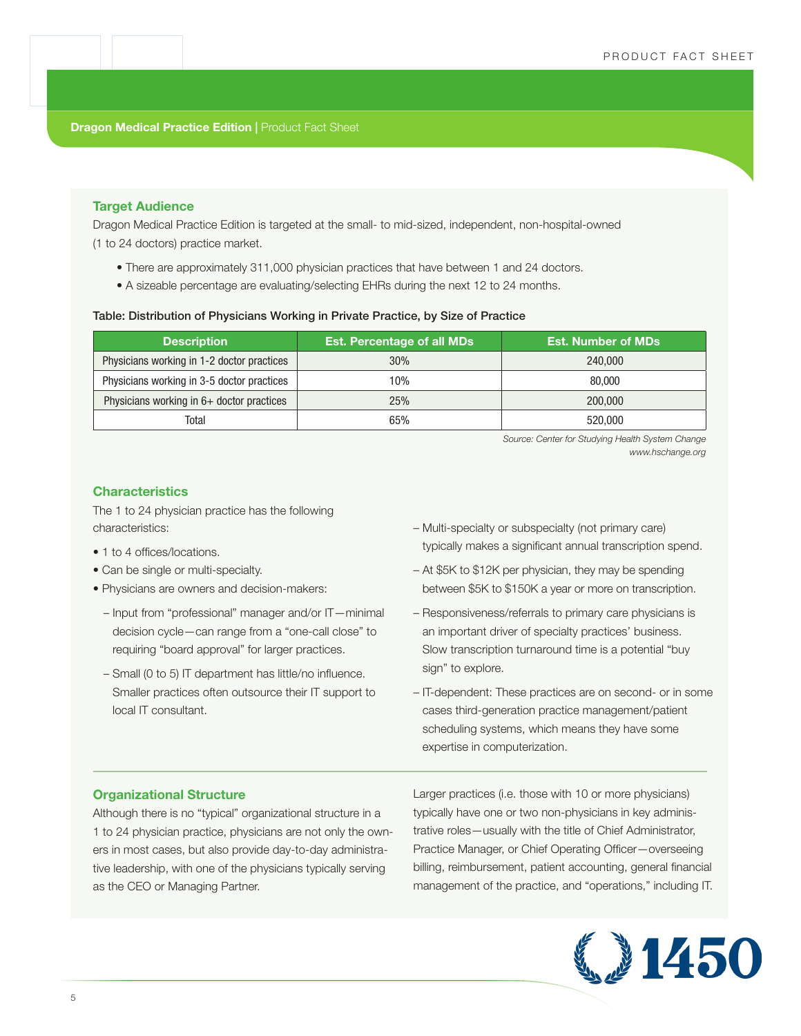## Target Audience

Dragon Medical Practice Edition is targeted at the small- to mid-sized, independent, non-hospital-owned (1 to 24 doctors) practice market.

- There are approximately 311,000 physician practices that have between 1 and 24 doctors.
- A sizeable percentage are evaluating/selecting EHRs during the next 12 to 24 months.

**Table: Distribution of Physicians Working in Private Practice, by Size of Practice**

| Description | Est. Percentage of all MDs | Est. Number of MDs |
|---|---|---|
| Physicians working in 1-2 doctor practices | 30% | 240,000 |
| Physicians working in 3-5 doctor practices | 10% | 80,000 |
| Physicians working in 6+ doctor practices | 25% | 200,000 |
| Total | 65% | 520,000 |

*Source: Center for Studying Health System Change*
*www.hschange.org*

## Characteristics

The 1 to 24 physician practice has the following characteristics:

- 1 to 4 offices/locations.
- Can be single or multi-specialty.
- Physicians are owners and decision-makers:
  - Input from "professional" manager and/or IT—minimal decision cycle—can range from a "one-call close" to requiring "board approval" for larger practices.
  - Small (0 to 5) IT department has little/no influence. Smaller practices often outsource their IT support to local IT consultant.
  - Multi-specialty or subspecialty (not primary care) typically makes a significant annual transcription spend.
  - At $5K to $12K per physician, they may be spending between $5K to $150K a year or more on transcription.
  - Responsiveness/referrals to primary care physicians is an important driver of specialty practices' business. Slow transcription turnaround time is a potential "buy sign" to explore.
  - IT-dependent: These practices are on second- or in some cases third-generation practice management/patient scheduling systems, which means they have some expertise in computerization.

## Organizational Structure

Although there is no "typical" organizational structure in a 1 to 24 physician practice, physicians are not only the owners in most cases, but also provide day-to-day administrative leadership, with one of the physicians typically serving as the CEO or Managing Partner.

Larger practices (i.e. those with 10 or more physicians) typically have one or two non-physicians in key administrative roles—usually with the title of Chief Administrator, Practice Manager, or Chief Operating Officer—overseeing billing, reimbursement, patient accounting, general financial management of the practice, and "operations," including IT.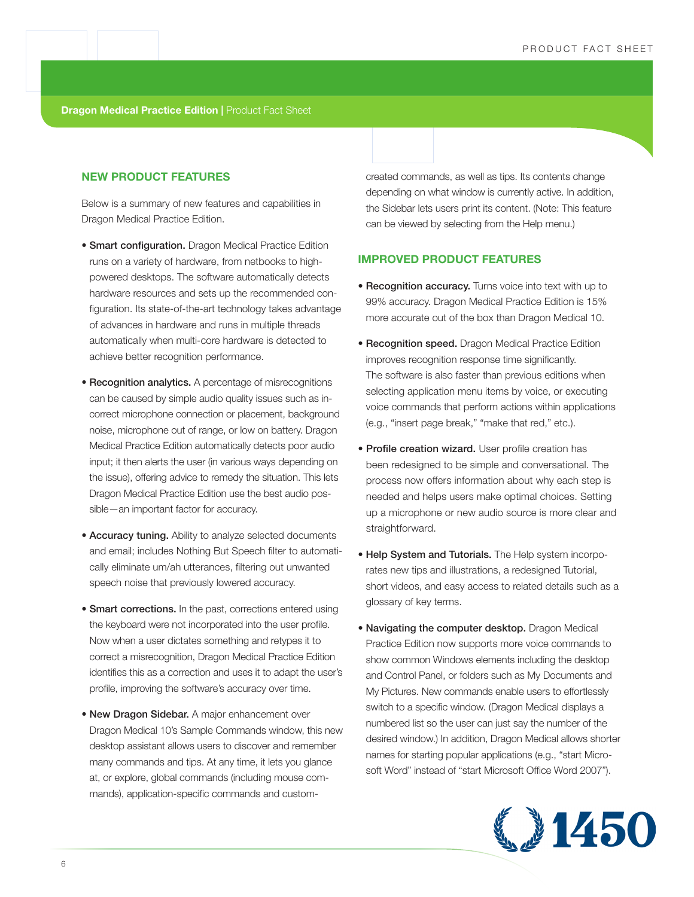## NEW PRODUCT FEATURES

Below is a summary of new features and capabilities in Dragon Medical Practice Edition.

- **Smart configuration.** Dragon Medical Practice Edition runs on a variety of hardware, from netbooks to high-powered desktops. The software automatically detects hardware resources and sets up the recommended configuration. Its state-of-the-art technology takes advantage of advances in hardware and runs in multiple threads automatically when multi-core hardware is detected to achieve better recognition performance.

- **Recognition analytics.** A percentage of misrecognitions can be caused by simple audio quality issues such as incorrect microphone connection or placement, background noise, microphone out of range, or low on battery. Dragon Medical Practice Edition automatically detects poor audio input; it then alerts the user (in various ways depending on the issue), offering advice to remedy the situation. This lets Dragon Medical Practice Edition use the best audio possible—an important factor for accuracy.

- **Accuracy tuning.** Ability to analyze selected documents and email; includes Nothing But Speech filter to automatically eliminate um/ah utterances, filtering out unwanted speech noise that previously lowered accuracy.

- **Smart corrections.** In the past, corrections entered using the keyboard were not incorporated into the user profile. Now when a user dictates something and retypes it to correct a misrecognition, Dragon Medical Practice Edition identifies this as a correction and uses it to adapt the user's profile, improving the software's accuracy over time.

- **New Dragon Sidebar.** A major enhancement over Dragon Medical 10's Sample Commands window, this new desktop assistant allows users to discover and remember many commands and tips. At any time, it lets you glance at, or explore, global commands (including mouse commands), application-specific commands and custom-created commands, as well as tips. Its contents change depending on what window is currently active. In addition, the Sidebar lets users print its content. (Note: This feature can be viewed by selecting from the Help menu.)

## IMPROVED PRODUCT FEATURES

- **Recognition accuracy.** Turns voice into text with up to 99% accuracy. Dragon Medical Practice Edition is 15% more accurate out of the box than Dragon Medical 10.

- **Recognition speed.** Dragon Medical Practice Edition improves recognition response time significantly. The software is also faster than previous editions when selecting application menu items by voice, or executing voice commands that perform actions within applications (e.g., "insert page break," "make that red," etc.).

- **Profile creation wizard.** User profile creation has been redesigned to be simple and conversational. The process now offers information about why each step is needed and helps users make optimal choices. Setting up a microphone or new audio source is more clear and straightforward.

- **Help System and Tutorials.** The Help system incorporates new tips and illustrations, a redesigned Tutorial, short videos, and easy access to related details such as a glossary of key terms.

- **Navigating the computer desktop.** Dragon Medical Practice Edition now supports more voice commands to show common Windows elements including the desktop and Control Panel, or folders such as My Documents and My Pictures. New commands enable users to effortlessly switch to a specific window. (Dragon Medical displays a numbered list so the user can just say the number of the desired window.) In addition, Dragon Medical allows shorter names for starting popular applications (e.g., "start Microsoft Word" instead of "start Microsoft Office Word 2007").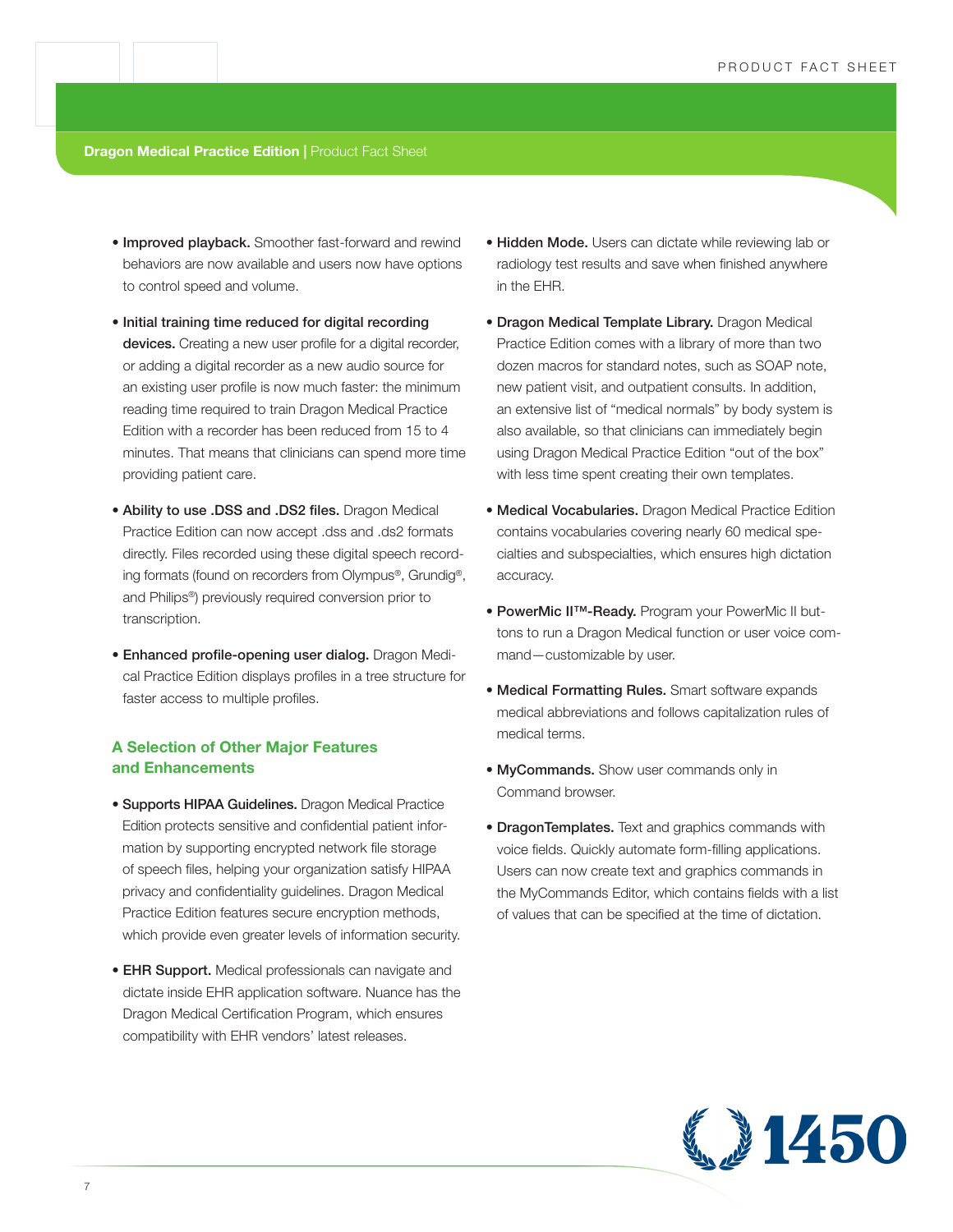- **Improved playback.** Smoother fast-forward and rewind behaviors are now available and users now have options to control speed and volume.
- **Initial training time reduced for digital recording devices.** Creating a new user profile for a digital recorder, or adding a digital recorder as a new audio source for an existing user profile is now much faster: the minimum reading time required to train Dragon Medical Practice Edition with a recorder has been reduced from 15 to 4 minutes. That means that clinicians can spend more time providing patient care.
- **Ability to use .DSS and .DS2 files.** Dragon Medical Practice Edition can now accept .dss and .ds2 formats directly. Files recorded using these digital speech recording formats (found on recorders from Olympus®, Grundig®, and Philips®) previously required conversion prior to transcription.
- **Enhanced profile-opening user dialog.** Dragon Medical Practice Edition displays profiles in a tree structure for faster access to multiple profiles.

## A Selection of Other Major Features and Enhancements

- **Supports HIPAA Guidelines.** Dragon Medical Practice Edition protects sensitive and confidential patient information by supporting encrypted network file storage of speech files, helping your organization satisfy HIPAA privacy and confidentiality guidelines. Dragon Medical Practice Edition features secure encryption methods, which provide even greater levels of information security.
- **EHR Support.** Medical professionals can navigate and dictate inside EHR application software. Nuance has the Dragon Medical Certification Program, which ensures compatibility with EHR vendors' latest releases.
- **Hidden Mode.** Users can dictate while reviewing lab or radiology test results and save when finished anywhere in the EHR.
- **Dragon Medical Template Library.** Dragon Medical Practice Edition comes with a library of more than two dozen macros for standard notes, such as SOAP note, new patient visit, and outpatient consults. In addition, an extensive list of "medical normals" by body system is also available, so that clinicians can immediately begin using Dragon Medical Practice Edition "out of the box" with less time spent creating their own templates.
- **Medical Vocabularies.** Dragon Medical Practice Edition contains vocabularies covering nearly 60 medical specialties and subspecialties, which ensures high dictation accuracy.
- **PowerMic II™-Ready.** Program your PowerMic II buttons to run a Dragon Medical function or user voice command—customizable by user.
- **Medical Formatting Rules.** Smart software expands medical abbreviations and follows capitalization rules of medical terms.
- **MyCommands.** Show user commands only in Command browser.
- **DragonTemplates.** Text and graphics commands with voice fields. Quickly automate form-filling applications. Users can now create text and graphics commands in the MyCommands Editor, which contains fields with a list of values that can be specified at the time of dictation.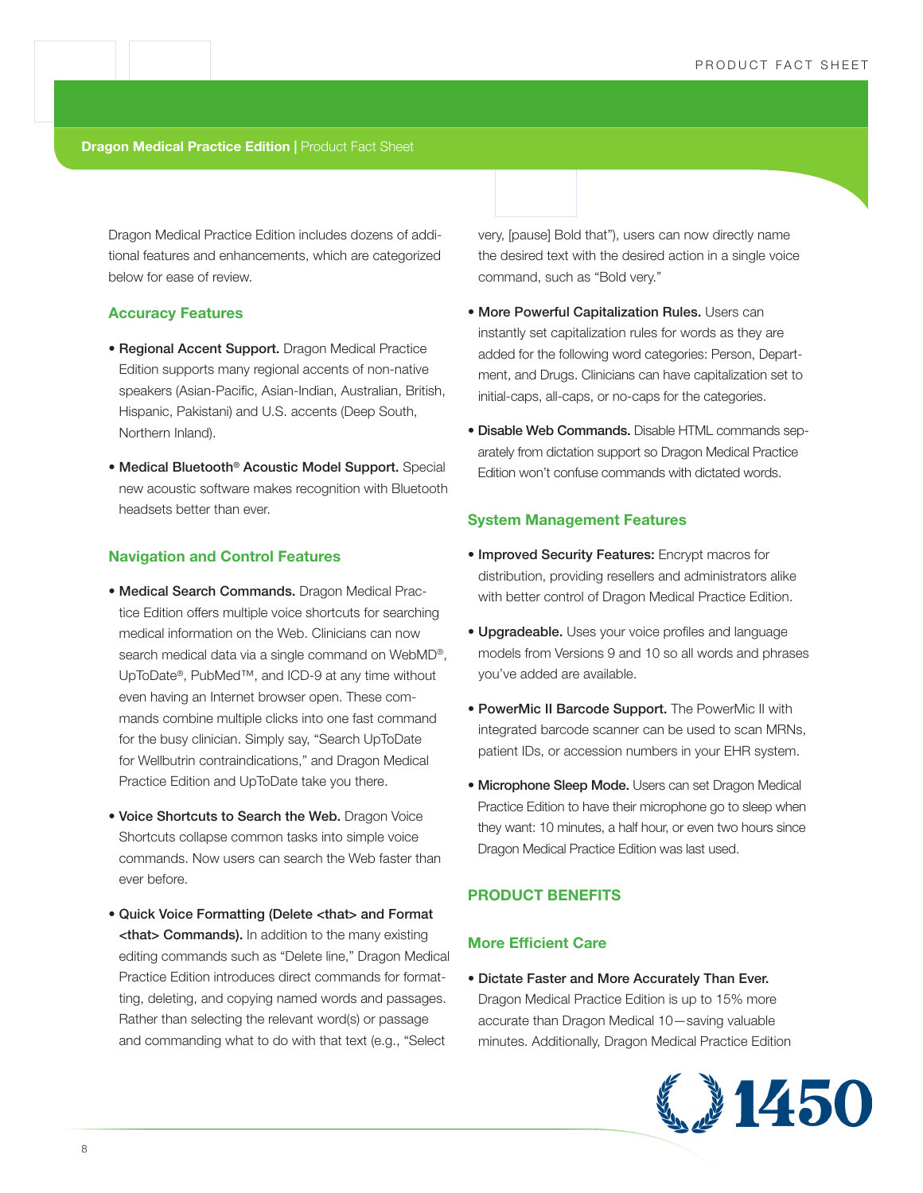Dragon Medical Practice Edition includes dozens of additional features and enhancements, which are categorized below for ease of review.

### Accuracy Features

- **Regional Accent Support.** Dragon Medical Practice Edition supports many regional accents of non-native speakers (Asian-Pacific, Asian-Indian, Australian, British, Hispanic, Pakistani) and U.S. accents (Deep South, Northern Inland).
- **Medical Bluetooth® Acoustic Model Support.** Special new acoustic software makes recognition with Bluetooth headsets better than ever.

### Navigation and Control Features

- **Medical Search Commands.** Dragon Medical Practice Edition offers multiple voice shortcuts for searching medical information on the Web. Clinicians can now search medical data via a single command on WebMD®, UpToDate®, PubMed™, and ICD-9 at any time without even having an Internet browser open. These commands combine multiple clicks into one fast command for the busy clinician. Simply say, "Search UpToDate for Wellbutrin contraindications," and Dragon Medical Practice Edition and UpToDate take you there.
- **Voice Shortcuts to Search the Web.** Dragon Voice Shortcuts collapse common tasks into simple voice commands. Now users can search the Web faster than ever before.
- **Quick Voice Formatting (Delete <that> and Format <that> Commands).** In addition to the many existing editing commands such as "Delete line," Dragon Medical Practice Edition introduces direct commands for formatting, deleting, and copying named words and passages. Rather than selecting the relevant word(s) or passage and commanding what to do with that text (e.g., "Select very, [pause] Bold that"), users can now directly name the desired text with the desired action in a single voice command, such as "Bold very."
- **More Powerful Capitalization Rules.** Users can instantly set capitalization rules for words as they are added for the following word categories: Person, Department, and Drugs. Clinicians can have capitalization set to initial-caps, all-caps, or no-caps for the categories.
- **Disable Web Commands.** Disable HTML commands separately from dictation support so Dragon Medical Practice Edition won't confuse commands with dictated words.

### System Management Features

- **Improved Security Features:** Encrypt macros for distribution, providing resellers and administrators alike with better control of Dragon Medical Practice Edition.
- **Upgradeable.** Uses your voice profiles and language models from Versions 9 and 10 so all words and phrases you've added are available.
- **PowerMic II Barcode Support.** The PowerMic II with integrated barcode scanner can be used to scan MRNs, patient IDs, or accession numbers in your EHR system.
- **Microphone Sleep Mode.** Users can set Dragon Medical Practice Edition to have their microphone go to sleep when they want: 10 minutes, a half hour, or even two hours since Dragon Medical Practice Edition was last used.

## PRODUCT BENEFITS

### More Efficient Care

- **Dictate Faster and More Accurately Than Ever.** Dragon Medical Practice Edition is up to 15% more accurate than Dragon Medical 10—saving valuable minutes. Additionally, Dragon Medical Practice Edition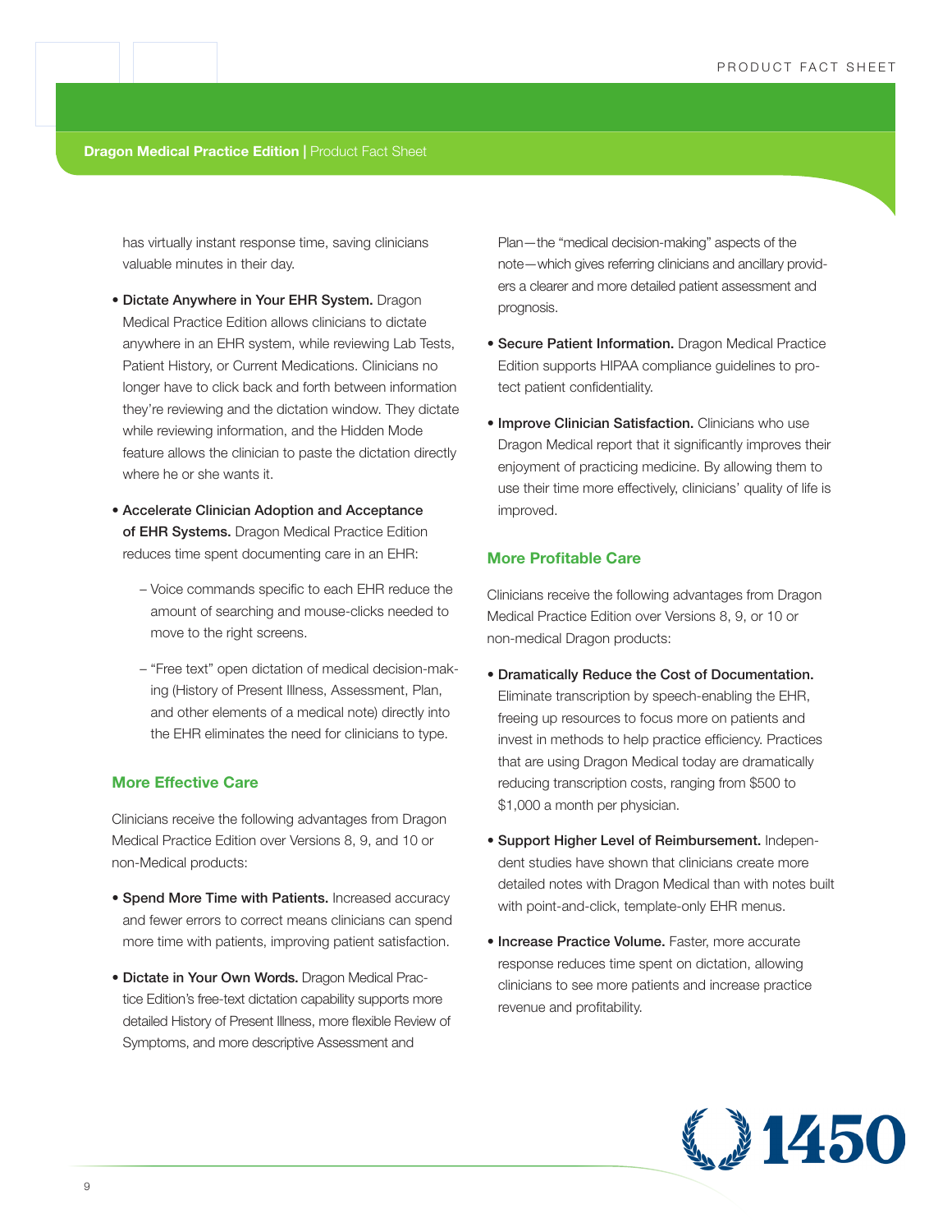has virtually instant response time, saving clinicians valuable minutes in their day.

- **Dictate Anywhere in Your EHR System.** Dragon Medical Practice Edition allows clinicians to dictate anywhere in an EHR system, while reviewing Lab Tests, Patient History, or Current Medications. Clinicians no longer have to click back and forth between information they're reviewing and the dictation window. They dictate while reviewing information, and the Hidden Mode feature allows the clinician to paste the dictation directly where he or she wants it.

- **Accelerate Clinician Adoption and Acceptance of EHR Systems.** Dragon Medical Practice Edition reduces time spent documenting care in an EHR:

  – Voice commands specific to each EHR reduce the amount of searching and mouse-clicks needed to move to the right screens.

  – "Free text" open dictation of medical decision-making (History of Present Illness, Assessment, Plan, and other elements of a medical note) directly into the EHR eliminates the need for clinicians to type.

## More Effective Care

Clinicians receive the following advantages from Dragon Medical Practice Edition over Versions 8, 9, and 10 or non-Medical products:

- **Spend More Time with Patients.** Increased accuracy and fewer errors to correct means clinicians can spend more time with patients, improving patient satisfaction.

- **Dictate in Your Own Words.** Dragon Medical Practice Edition's free-text dictation capability supports more detailed History of Present Illness, more flexible Review of Symptoms, and more descriptive Assessment and Plan—the "medical decision-making" aspects of the note—which gives referring clinicians and ancillary providers a clearer and more detailed patient assessment and prognosis.

- **Secure Patient Information.** Dragon Medical Practice Edition supports HIPAA compliance guidelines to protect patient confidentiality.

- **Improve Clinician Satisfaction.** Clinicians who use Dragon Medical report that it significantly improves their enjoyment of practicing medicine. By allowing them to use their time more effectively, clinicians' quality of life is improved.

## More Profitable Care

Clinicians receive the following advantages from Dragon Medical Practice Edition over Versions 8, 9, or 10 or non-medical Dragon products:

- **Dramatically Reduce the Cost of Documentation.** Eliminate transcription by speech-enabling the EHR, freeing up resources to focus more on patients and invest in methods to help practice efficiency. Practices that are using Dragon Medical today are dramatically reducing transcription costs, ranging from $500 to $1,000 a month per physician.

- **Support Higher Level of Reimbursement.** Independent studies have shown that clinicians create more detailed notes with Dragon Medical than with notes built with point-and-click, template-only EHR menus.

- **Increase Practice Volume.** Faster, more accurate response reduces time spent on dictation, allowing clinicians to see more patients and increase practice revenue and profitability.

1450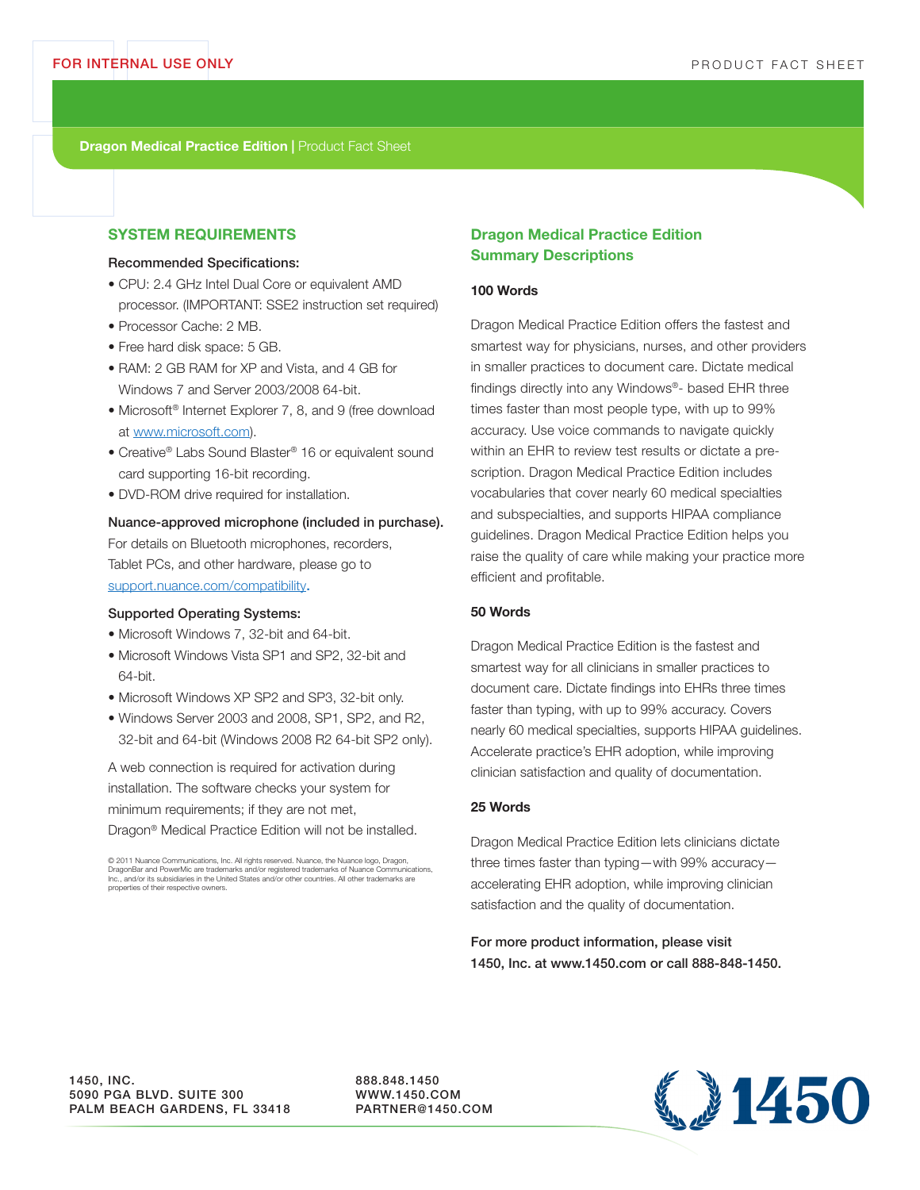FOR INTERNAL USE ONLY

PRODUCT FACT SHEET

**Dragon Medical Practice Edition |** Product Fact Sheet

## SYSTEM REQUIREMENTS

**Recommended Specifications:**

- CPU: 2.4 GHz Intel Dual Core or equivalent AMD processor. (IMPORTANT: SSE2 instruction set required)
- Processor Cache: 2 MB.
- Free hard disk space: 5 GB.
- RAM: 2 GB RAM for XP and Vista, and 4 GB for Windows 7 and Server 2003/2008 64-bit.
- Microsoft® Internet Explorer 7, 8, and 9 (free download at www.microsoft.com).
- Creative® Labs Sound Blaster® 16 or equivalent sound card supporting 16-bit recording.
- DVD-ROM drive required for installation.

**Nuance-approved microphone (included in purchase).** For details on Bluetooth microphones, recorders, Tablet PCs, and other hardware, please go to support.nuance.com/compatibility.

**Supported Operating Systems:**

- Microsoft Windows 7, 32-bit and 64-bit.
- Microsoft Windows Vista SP1 and SP2, 32-bit and 64-bit.
- Microsoft Windows XP SP2 and SP3, 32-bit only.
- Windows Server 2003 and 2008, SP1, SP2, and R2, 32-bit and 64-bit (Windows 2008 R2 64-bit SP2 only).

A web connection is required for activation during installation. The software checks your system for minimum requirements; if they are not met, Dragon® Medical Practice Edition will not be installed.

© 2011 Nuance Communications, Inc. All rights reserved. Nuance, the Nuance logo, Dragon, DragonBar and PowerMic are trademarks and/or registered trademarks of Nuance Communications, Inc., and/or its subsidiaries in the United States and/or other countries. All other trademarks are properties of their respective owners.

## Dragon Medical Practice Edition Summary Descriptions

**100 Words**

Dragon Medical Practice Edition offers the fastest and smartest way for physicians, nurses, and other providers in smaller practices to document care. Dictate medical findings directly into any Windows®- based EHR three times faster than most people type, with up to 99% accuracy. Use voice commands to navigate quickly within an EHR to review test results or dictate a pre-scription. Dragon Medical Practice Edition includes vocabularies that cover nearly 60 medical specialties and subspecialties, and supports HIPAA compliance guidelines. Dragon Medical Practice Edition helps you raise the quality of care while making your practice more efficient and profitable.

**50 Words**

Dragon Medical Practice Edition is the fastest and smartest way for all clinicians in smaller practices to document care. Dictate findings into EHRs three times faster than typing, with up to 99% accuracy. Covers nearly 60 medical specialties, supports HIPAA guidelines. Accelerate practice's EHR adoption, while improving clinician satisfaction and quality of documentation.

**25 Words**

Dragon Medical Practice Edition lets clinicians dictate three times faster than typing—with 99% accuracy—accelerating EHR adoption, while improving clinician satisfaction and the quality of documentation.

**For more product information, please visit 1450, Inc. at www.1450.com or call 888-848-1450.**

1450, INC.
5090 PGA BLVD. SUITE 300
PALM BEACH GARDENS, FL 33418

888.848.1450
WWW.1450.COM
PARTNER@1450.COM

1450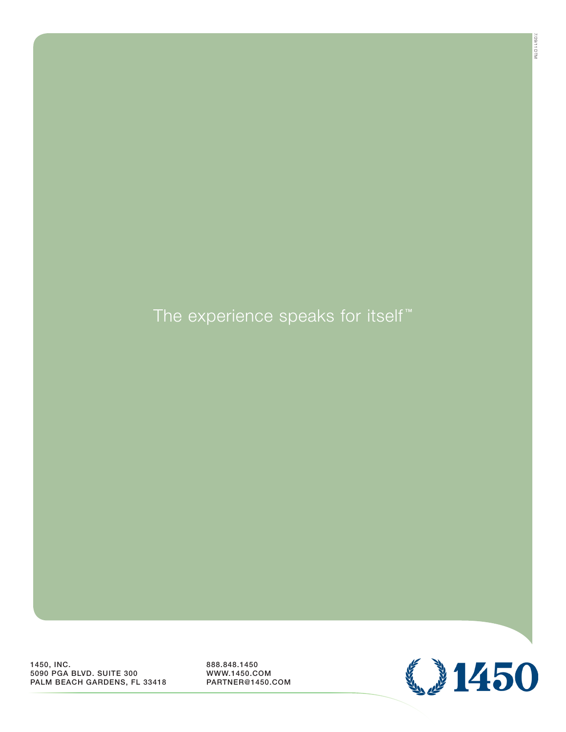The experience speaks for itself™

1450, INC.
5090 PGA BLVD. SUITE 300
PALM BEACH GARDENS, FL 33418

888.848.1450
WWW.1450.COM
PARTNER@1450.COM

1450